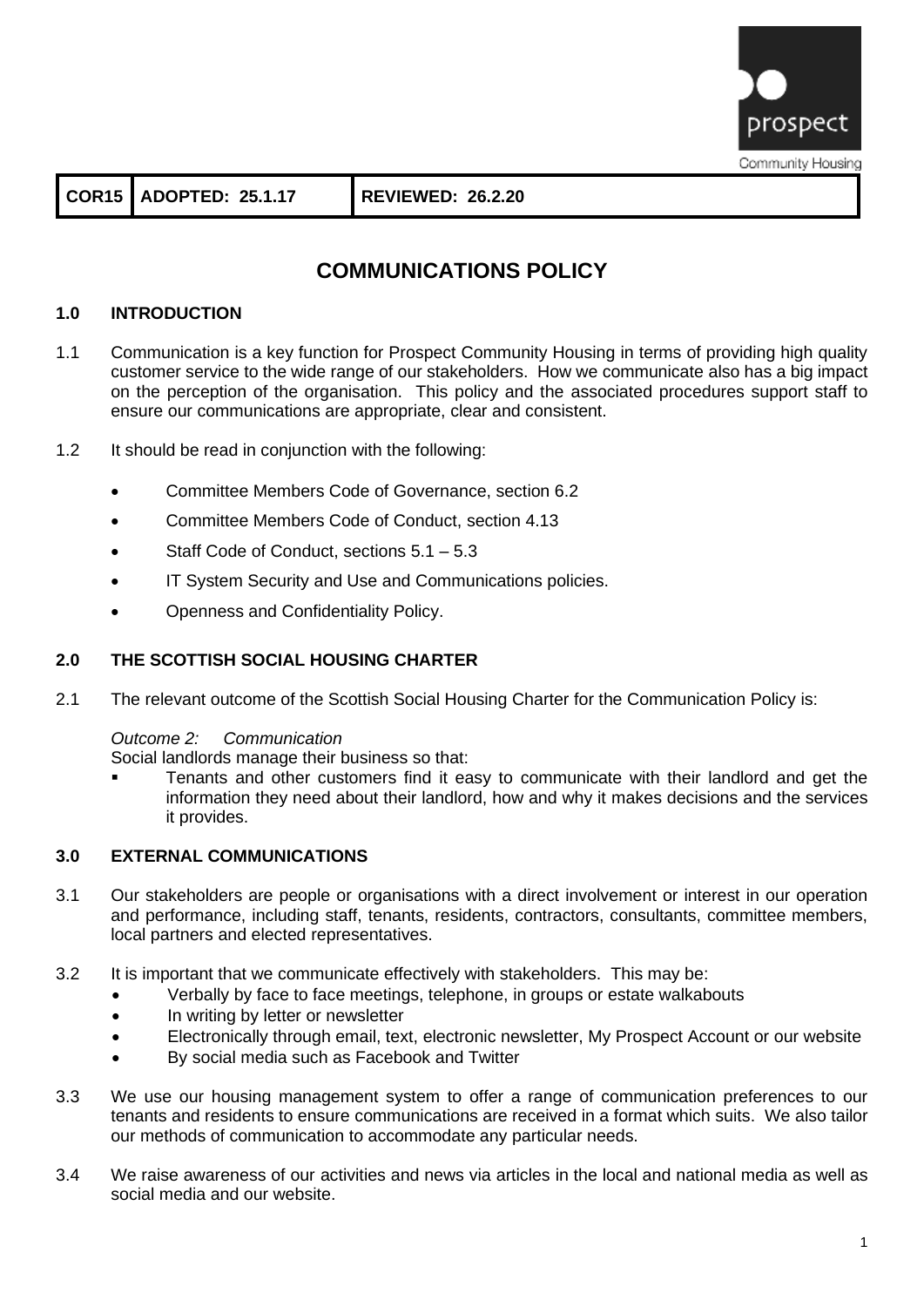| COR15 | ADOPTED: 25.1.17 | REVIEWED: 26.2.20 |
|---|---|---|

# COMMUNICATIONS POLICY

## 1.0 INTRODUCTION

1.1 Communication is a key function for Prospect Community Housing in terms of providing high quality customer service to the wide range of our stakeholders. How we communicate also has a big impact on the perception of the organisation. This policy and the associated procedures support staff to ensure our communications are appropriate, clear and consistent.

1.2 It should be read in conjunction with the following:

- Committee Members Code of Governance, section 6.2
- Committee Members Code of Conduct, section 4.13
- Staff Code of Conduct, sections 5.1 – 5.3
- IT System Security and Use and Communications policies.
- Openness and Confidentiality Policy.

## 2.0 THE SCOTTISH SOCIAL HOUSING CHARTER

2.1 The relevant outcome of the Scottish Social Housing Charter for the Communication Policy is:

*Outcome 2: Communication*
Social landlords manage their business so that:

- Tenants and other customers find it easy to communicate with their landlord and get the information they need about their landlord, how and why it makes decisions and the services it provides.

## 3.0 EXTERNAL COMMUNICATIONS

3.1 Our stakeholders are people or organisations with a direct involvement or interest in our operation and performance, including staff, tenants, residents, contractors, consultants, committee members, local partners and elected representatives.

3.2 It is important that we communicate effectively with stakeholders. This may be:

- Verbally by face to face meetings, telephone, in groups or estate walkabouts
- In writing by letter or newsletter
- Electronically through email, text, electronic newsletter, My Prospect Account or our website
- By social media such as Facebook and Twitter

3.3 We use our housing management system to offer a range of communication preferences to our tenants and residents to ensure communications are received in a format which suits. We also tailor our methods of communication to accommodate any particular needs.

3.4 We raise awareness of our activities and news via articles in the local and national media as well as social media and our website.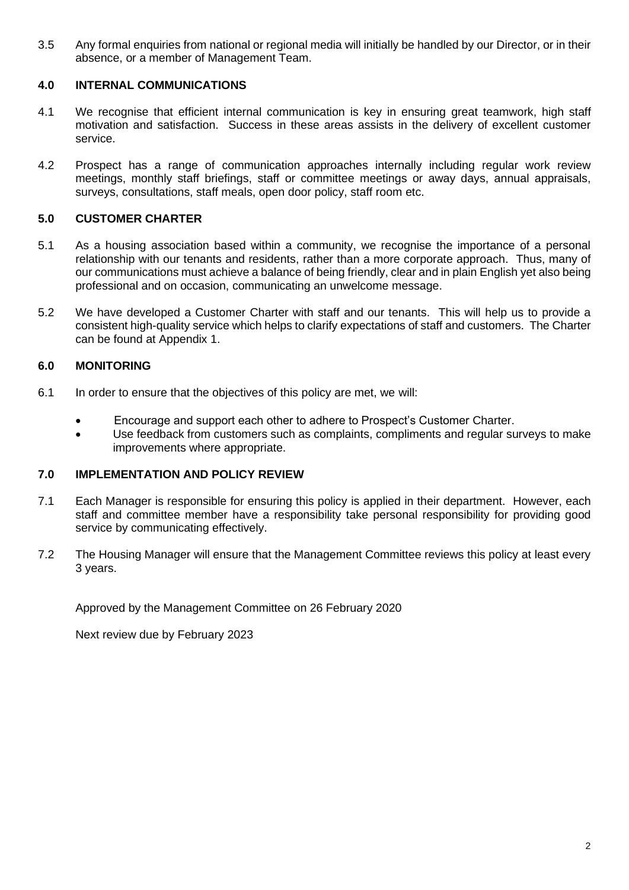3.5 Any formal enquiries from national or regional media will initially be handled by our Director, or in their absence, or a member of Management Team.

## 4.0 INTERNAL COMMUNICATIONS

4.1 We recognise that efficient internal communication is key in ensuring great teamwork, high staff motivation and satisfaction. Success in these areas assists in the delivery of excellent customer service.

4.2 Prospect has a range of communication approaches internally including regular work review meetings, monthly staff briefings, staff or committee meetings or away days, annual appraisals, surveys, consultations, staff meals, open door policy, staff room etc.

## 5.0 CUSTOMER CHARTER

5.1 As a housing association based within a community, we recognise the importance of a personal relationship with our tenants and residents, rather than a more corporate approach. Thus, many of our communications must achieve a balance of being friendly, clear and in plain English yet also being professional and on occasion, communicating an unwelcome message.

5.2 We have developed a Customer Charter with staff and our tenants. This will help us to provide a consistent high-quality service which helps to clarify expectations of staff and customers. The Charter can be found at Appendix 1.

## 6.0 MONITORING

6.1 In order to ensure that the objectives of this policy are met, we will:

- Encourage and support each other to adhere to Prospect's Customer Charter.
- Use feedback from customers such as complaints, compliments and regular surveys to make improvements where appropriate.

## 7.0 IMPLEMENTATION AND POLICY REVIEW

7.1 Each Manager is responsible for ensuring this policy is applied in their department. However, each staff and committee member have a responsibility take personal responsibility for providing good service by communicating effectively.

7.2 The Housing Manager will ensure that the Management Committee reviews this policy at least every 3 years.

Approved by the Management Committee on 26 February 2020

Next review due by February 2023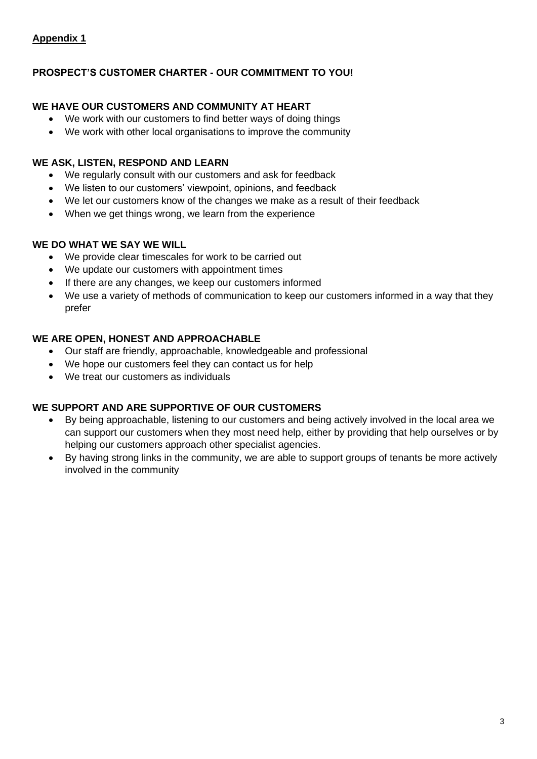**Appendix 1**

## PROSPECT'S CUSTOMER CHARTER - OUR COMMITMENT TO YOU!

### WE HAVE OUR CUSTOMERS AND COMMUNITY AT HEART

- We work with our customers to find better ways of doing things
- We work with other local organisations to improve the community

### WE ASK, LISTEN, RESPOND AND LEARN

- We regularly consult with our customers and ask for feedback
- We listen to our customers' viewpoint, opinions, and feedback
- We let our customers know of the changes we make as a result of their feedback
- When we get things wrong, we learn from the experience

### WE DO WHAT WE SAY WE WILL

- We provide clear timescales for work to be carried out
- We update our customers with appointment times
- If there are any changes, we keep our customers informed
- We use a variety of methods of communication to keep our customers informed in a way that they prefer

### WE ARE OPEN, HONEST AND APPROACHABLE

- Our staff are friendly, approachable, knowledgeable and professional
- We hope our customers feel they can contact us for help
- We treat our customers as individuals

### WE SUPPORT AND ARE SUPPORTIVE OF OUR CUSTOMERS

- By being approachable, listening to our customers and being actively involved in the local area we can support our customers when they most need help, either by providing that help ourselves or by helping our customers approach other specialist agencies.
- By having strong links in the community, we are able to support groups of tenants be more actively involved in the community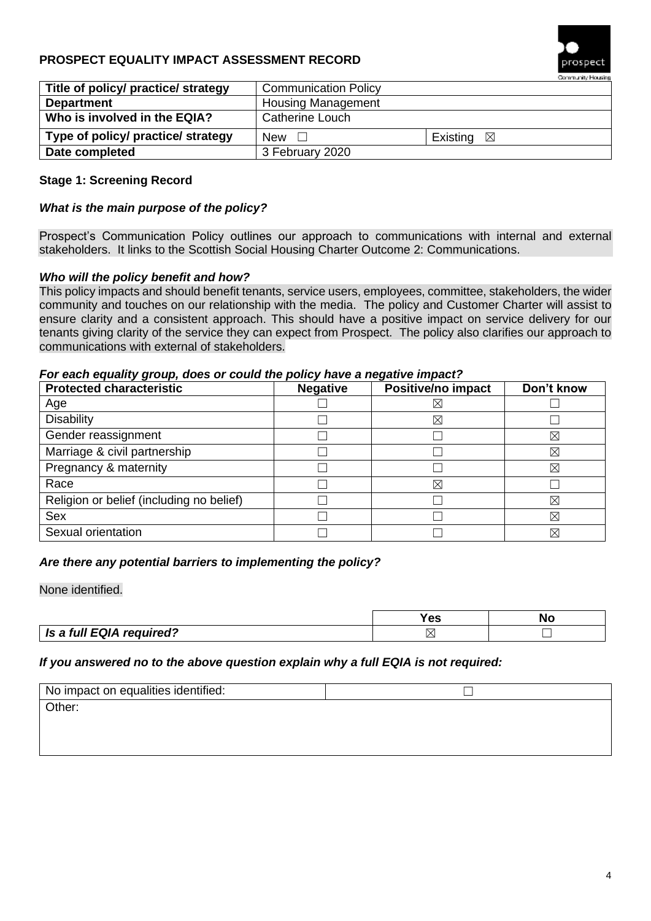# PROSPECT EQUALITY IMPACT ASSESSMENT RECORD

| Title of policy/ practice/ strategy | Communication Policy | |
|---|---|---|
| **Department** | Housing Management | |
| **Who is involved in the EQIA?** | Catherine Louch | |
| **Type of policy/ practice/ strategy** | New ☐ | Existing ☒ |
| **Date completed** | 3 February 2020 | |

## Stage 1: Screening Record

***What is the main purpose of the policy?***

Prospect's Communication Policy outlines our approach to communications with internal and external stakeholders. It links to the Scottish Social Housing Charter Outcome 2: Communications.

***Who will the policy benefit and how?***

This policy impacts and should benefit tenants, service users, employees, committee, stakeholders, the wider community and touches on our relationship with the media. The policy and Customer Charter will assist to ensure clarity and a consistent approach. This should have a positive impact on service delivery for our tenants giving clarity of the service they can expect from Prospect. The policy also clarifies our approach to communications with external of stakeholders.

***For each equality group, does or could the policy have a negative impact?***

| Protected characteristic | Negative | Positive/no impact | Don't know |
|---|---|---|---|
| Age | ☐ | ☒ | ☐ |
| Disability | ☐ | ☒ | ☐ |
| Gender reassignment | ☐ | ☐ | ☒ |
| Marriage & civil partnership | ☐ | ☐ | ☒ |
| Pregnancy & maternity | ☐ | ☐ | ☒ |
| Race | ☐ | ☒ | ☐ |
| Religion or belief (including no belief) | ☐ | ☐ | ☒ |
| Sex | ☐ | ☐ | ☒ |
| Sexual orientation | ☐ | ☐ | ☒ |

***Are there any potential barriers to implementing the policy?***

None identified.

| | Yes | No |
|---|---|---|
| ***Is a full EQIA required?*** | ☒ | ☐ |

***If you answered no to the above question explain why a full EQIA is not required:***

| No impact on equalities identified: | ☐ |
|---|---|
| Other: | |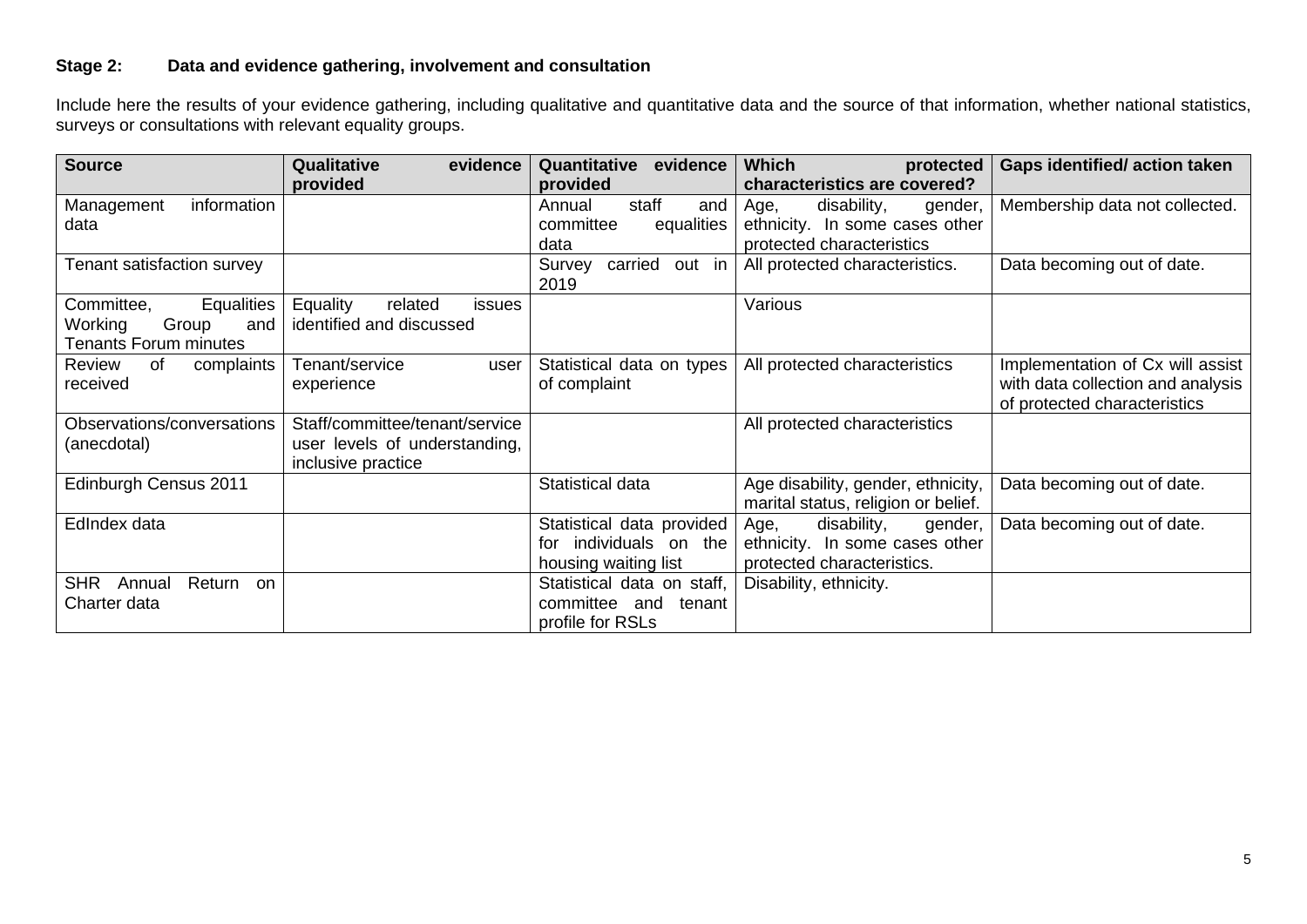### Stage 2: Data and evidence gathering, involvement and consultation

Include here the results of your evidence gathering, including qualitative and quantitative data and the source of that information, whether national statistics, surveys or consultations with relevant equality groups.

| Source | Qualitative evidence provided | Quantitative evidence provided | Which protected characteristics are covered? | Gaps identified/ action taken |
|---|---|---|---|---|
| Management information data | | Annual staff and committee equalities data | Age, disability, gender, ethnicity. In some cases other protected characteristics | Membership data not collected. |
| Tenant satisfaction survey | | Survey carried out in 2019 | All protected characteristics. | Data becoming out of date. |
| Committee, Equalities Working Group and Tenants Forum minutes | Equality related issues identified and discussed | | Various | |
| Review of complaints received | Tenant/service user experience | Statistical data on types of complaint | All protected characteristics | Implementation of Cx will assist with data collection and analysis of protected characteristics |
| Observations/conversations (anecdotal) | Staff/committee/tenant/service user levels of understanding, inclusive practice | | All protected characteristics | |
| Edinburgh Census 2011 | | Statistical data | Age disability, gender, ethnicity, marital status, religion or belief. | Data becoming out of date. |
| EdIndex data | | Statistical data provided for individuals on the housing waiting list | Age, disability, gender, ethnicity. In some cases other protected characteristics. | Data becoming out of date. |
| SHR Annual Return on Charter data | | Statistical data on staff, committee and tenant profile for RSLs | Disability, ethnicity. | |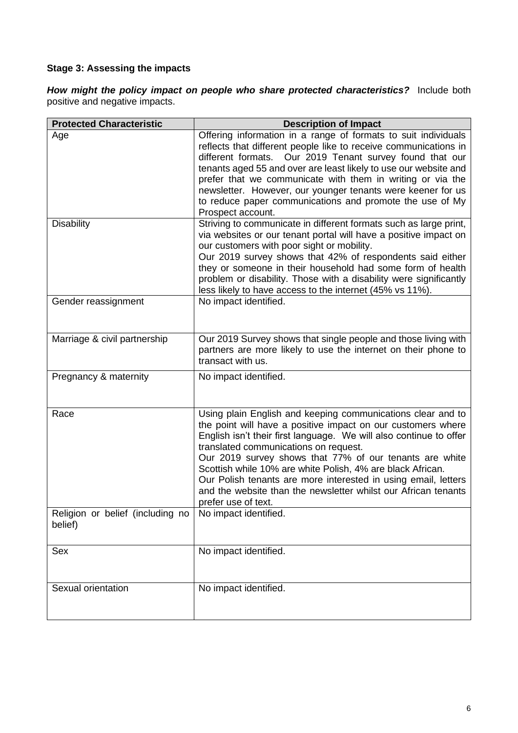**Stage 3: Assessing the impacts**

***How might the policy impact on people who share protected characteristics?*** Include both positive and negative impacts.

| Protected Characteristic | Description of Impact |
|---|---|
| Age | Offering information in a range of formats to suit individuals reflects that different people like to receive communications in different formats. Our 2019 Tenant survey found that our tenants aged 55 and over are least likely to use our website and prefer that we communicate with them in writing or via the newsletter. However, our younger tenants were keener for us to reduce paper communications and promote the use of My Prospect account. |
| Disability | Striving to communicate in different formats such as large print, via websites or our tenant portal will have a positive impact on our customers with poor sight or mobility.<br>Our 2019 survey shows that 42% of respondents said either they or someone in their household had some form of health problem or disability. Those with a disability were significantly less likely to have access to the internet (45% vs 11%). |
| Gender reassignment | No impact identified. |
| Marriage & civil partnership | Our 2019 Survey shows that single people and those living with partners are more likely to use the internet on their phone to transact with us. |
| Pregnancy & maternity | No impact identified. |
| Race | Using plain English and keeping communications clear and to the point will have a positive impact on our customers where English isn't their first language. We will also continue to offer translated communications on request.<br>Our 2019 survey shows that 77% of our tenants are white Scottish while 10% are white Polish, 4% are black African.<br>Our Polish tenants are more interested in using email, letters and the website than the newsletter whilst our African tenants prefer use of text. |
| Religion or belief (including no belief) | No impact identified. |
| Sex | No impact identified. |
| Sexual orientation | No impact identified. |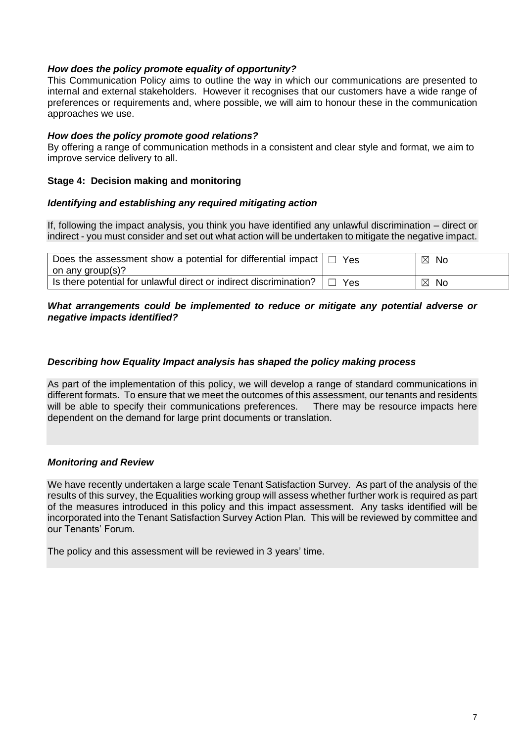***How does the policy promote equality of opportunity?***

This Communication Policy aims to outline the way in which our communications are presented to internal and external stakeholders. However it recognises that our customers have a wide range of preferences or requirements and, where possible, we will aim to honour these in the communication approaches we use.

***How does the policy promote good relations?***

By offering a range of communication methods in a consistent and clear style and format, we aim to improve service delivery to all.

**Stage 4: Decision making and monitoring**

***Identifying and establishing any required mitigating action***

If, following the impact analysis, you think you have identified any unlawful discrimination – direct or indirect - you must consider and set out what action will be undertaken to mitigate the negative impact.

| Does the assessment show a potential for differential impact on any group(s)? | ☐ Yes | ☒ No |
|---|---|---|
| Is there potential for unlawful direct or indirect discrimination? | ☐ Yes | ☒ No |

***What arrangements could be implemented to reduce or mitigate any potential adverse or negative impacts identified?***

***Describing how Equality Impact analysis has shaped the policy making process***

As part of the implementation of this policy, we will develop a range of standard communications in different formats. To ensure that we meet the outcomes of this assessment, our tenants and residents will be able to specify their communications preferences. There may be resource impacts here dependent on the demand for large print documents or translation.

***Monitoring and Review***

We have recently undertaken a large scale Tenant Satisfaction Survey. As part of the analysis of the results of this survey, the Equalities working group will assess whether further work is required as part of the measures introduced in this policy and this impact assessment. Any tasks identified will be incorporated into the Tenant Satisfaction Survey Action Plan. This will be reviewed by committee and our Tenants' Forum.

The policy and this assessment will be reviewed in 3 years' time.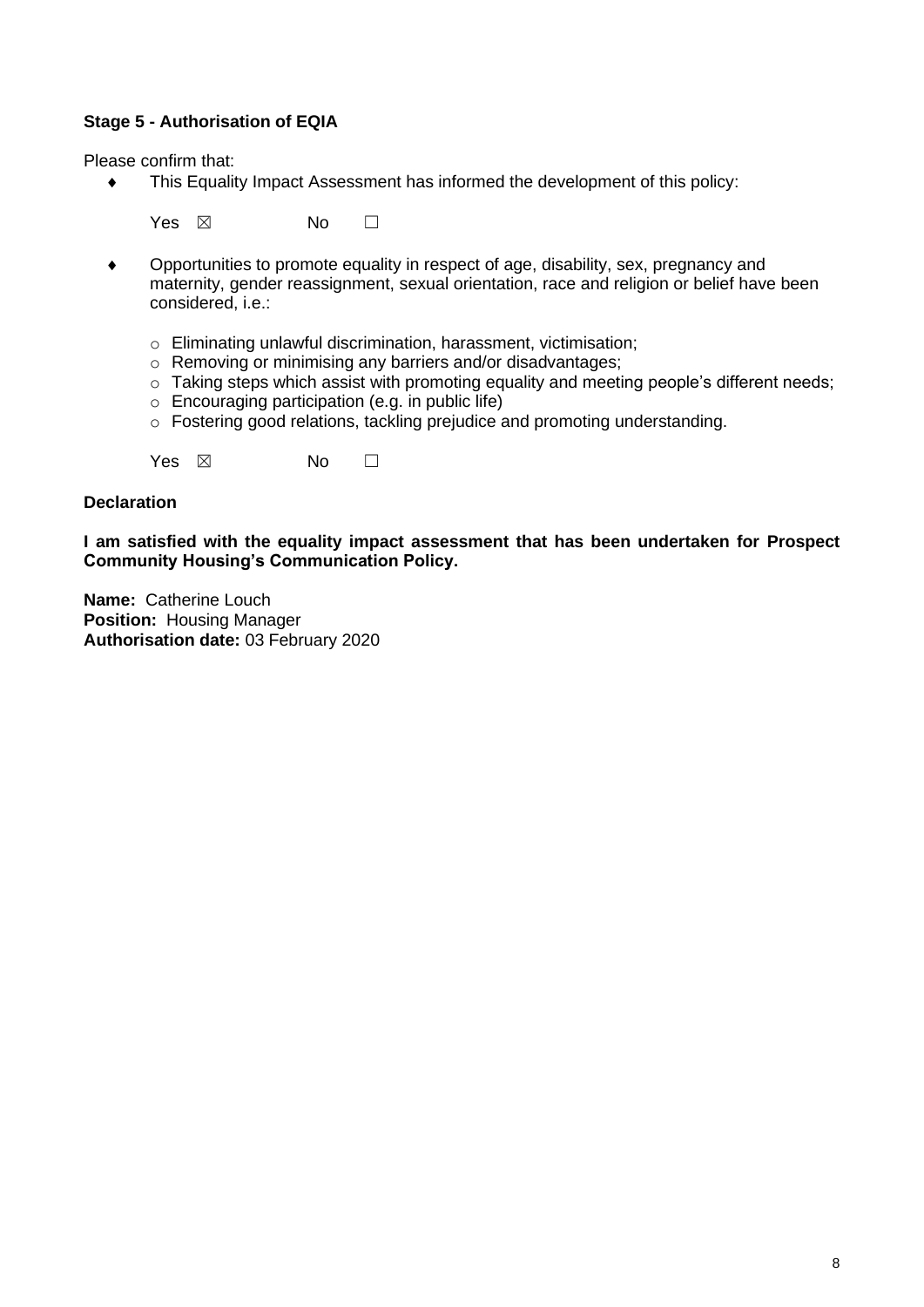**Stage 5 - Authorisation of EQIA**

Please confirm that:

- This Equality Impact Assessment has informed the development of this policy:

  Yes ☒ No ☐

- Opportunities to promote equality in respect of age, disability, sex, pregnancy and maternity, gender reassignment, sexual orientation, race and religion or belief have been considered, i.e.:

  - Eliminating unlawful discrimination, harassment, victimisation;
  - Removing or minimising any barriers and/or disadvantages;
  - Taking steps which assist with promoting equality and meeting people's different needs;
  - Encouraging participation (e.g. in public life)
  - Fostering good relations, tackling prejudice and promoting understanding.

  Yes ☒ No ☐

**Declaration**

**I am satisfied with the equality impact assessment that has been undertaken for Prospect Community Housing's Communication Policy.**

**Name:** Catherine Louch
**Position:** Housing Manager
**Authorisation date:** 03 February 2020